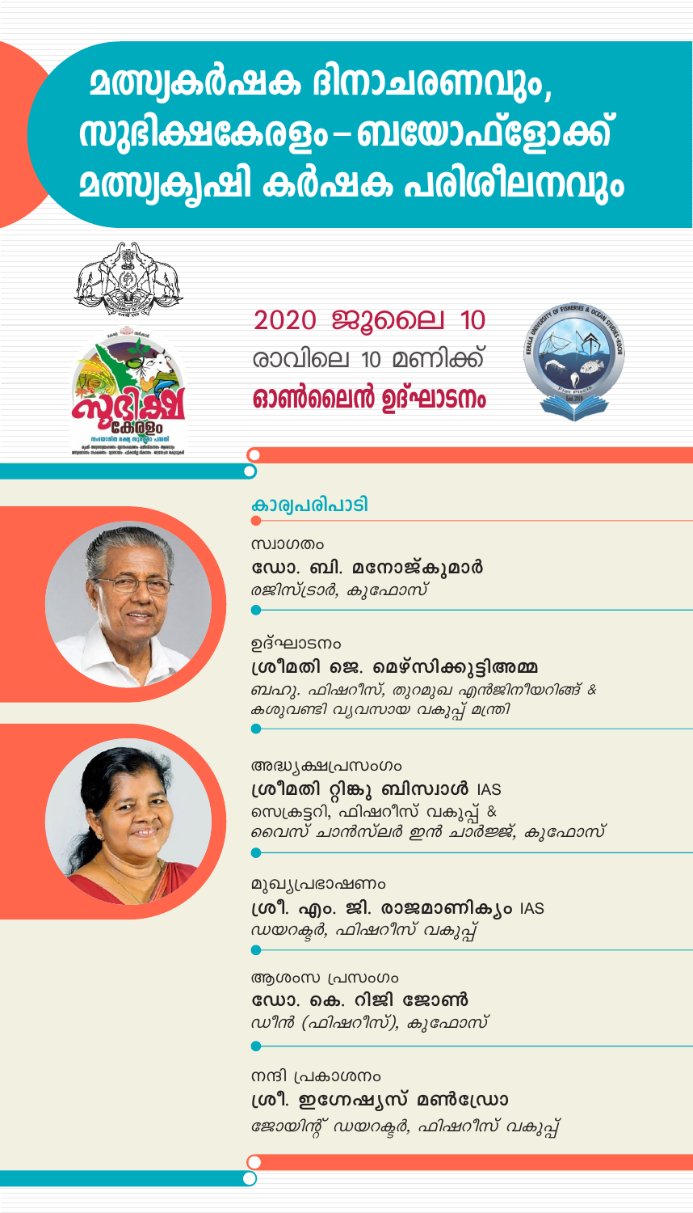# മത്സ്യകർഷക ദിനാചരണവും, സുഭിക്ഷകേരളം – ബയോഫ്ളോക്ക് മത്സ്യകൃഷി കർഷക പരിശീലനവും

2020 ജൂലൈ 10

രാവിലെ 10 മണിക്ക്

**ഓൺലൈൻ ഉദ്ഘാടനം**

## കാര്യപരിപാടി

സ്വാഗതം

**ഡോ. ബി. മനോജ്കുമാർ**

*രജിസ്ട്രാർ, കുഫോസ്*

ഉദ്ഘാടനം

**ശ്രീമതി ജെ. മെഴ്സിക്കുട്ടിഅമ്മ**

*ബഹു. ഫിഷറീസ്, തുറമുഖ എൻജിനീയറിങ്ങ് & കശുവണ്ടി വ്യവസായ വകുപ്പ് മന്ത്രി*

അദ്ധ്യക്ഷപ്രസംഗം

**ശ്രീമതി റ്റിങ്കു ബിസ്വാൾ** IAS

*സെക്രട്ടറി, ഫിഷറീസ് വകുപ്പ് & വൈസ് ചാൻസ്ലർ ഇൻ ചാർജ്ജ്, കുഫോസ്*

മുഖ്യപ്രഭാഷണം

**ശ്രീ. എം. ജി. രാജമാണിക്യം** IAS

*ഡയറക്ടർ, ഫിഷറീസ് വകുപ്പ്*

ആശംസ പ്രസംഗം

**ഡോ. കെ. റിജി ജോൺ**

*ഡീൻ (ഫിഷറീസ്), കുഫോസ്*

നന്ദി പ്രകാശനം

**ശ്രീ. ഇഗ്നേഷ്യസ് മൺഡ്രോ**

*ജോയിന്റ് ഡയറക്ടർ, ഫിഷറീസ് വകുപ്പ്*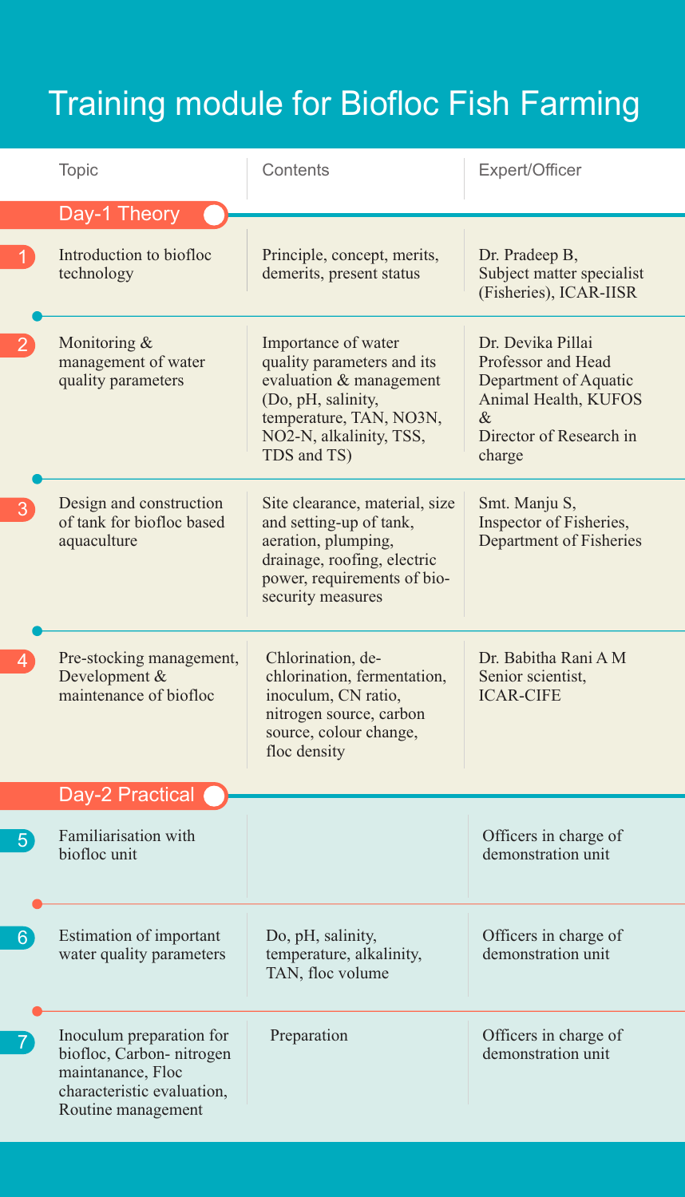# Training module for Biofloc Fish Farming

| | Topic | Contents | Expert/Officer |
|---|---|---|---|
| **Day-1 Theory** | | | |
| 1 | Introduction to biofloc technology | Principle, concept, merits, demerits, present status | Dr. Pradeep B, Subject matter specialist (Fisheries), ICAR-IISR |
| 2 | Monitoring & management of water quality parameters | Importance of water quality parameters and its evaluation & management (Do, pH, salinity, temperature, TAN, NO3N, NO2-N, alkalinity, TSS, TDS and TS) | Dr. Devika Pillai Professor and Head Department of Aquatic Animal Health, KUFOS & Director of Research in charge |
| 3 | Design and construction of tank for biofloc based aquaculture | Site clearance, material, size and setting-up of tank, aeration, plumping, drainage, roofing, electric power, requirements of bio-security measures | Smt. Manju S, Inspector of Fisheries, Department of Fisheries |
| 4 | Pre-stocking management, Development & maintenance of biofloc | Chlorination, de-chlorination, fermentation, inoculum, CN ratio, nitrogen source, carbon source, colour change, floc density | Dr. Babitha Rani A M Senior scientist, ICAR-CIFE |
| **Day-2 Practical** | | | |
| 5 | Familiarisation with biofloc unit | | Officers in charge of demonstration unit |
| 6 | Estimation of important water quality parameters | Do, pH, salinity, temperature, alkalinity, TAN, floc volume | Officers in charge of demonstration unit |
| 7 | Inoculum preparation for biofloc, Carbon- nitrogen maintanance, Floc characteristic evaluation, Routine management | Preparation | Officers in charge of demonstration unit |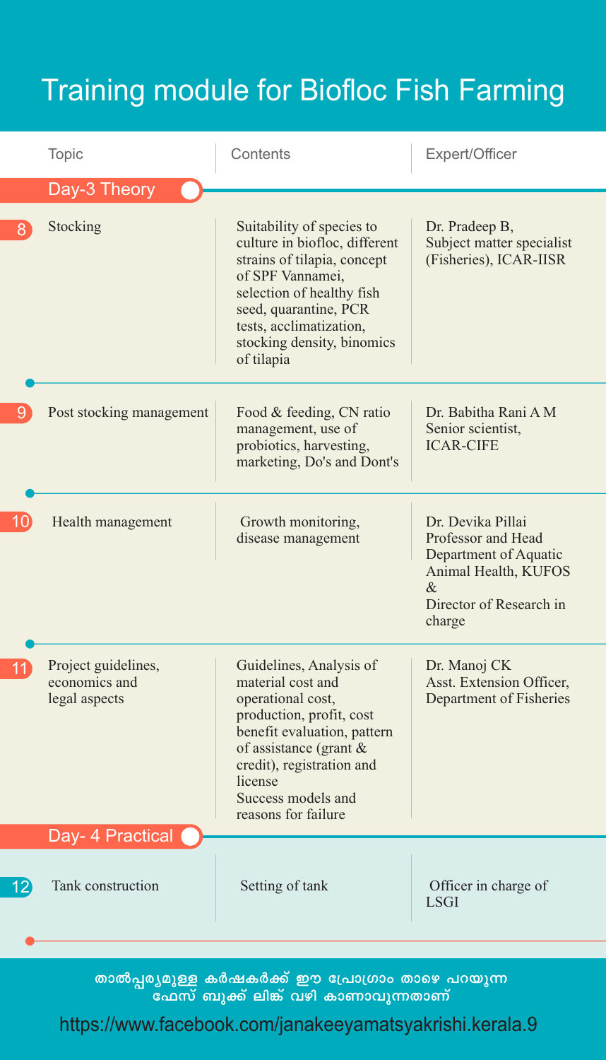# Training module for Biofloc Fish Farming

| | Topic | Contents | Expert/Officer |
|---|---|---|---|
| **Day-3 Theory** | | | |
| 8 | Stocking | Suitability of species to culture in biofloc, different strains of tilapia, concept of SPF Vannamei, selection of healthy fish seed, quarantine, PCR tests, acclimatization, stocking density, binomics of tilapia | Dr. Pradeep B, Subject matter specialist (Fisheries), ICAR-IISR |
| 9 | Post stocking management | Food & feeding, CN ratio management, use of probiotics, harvesting, marketing, Do's and Dont's | Dr. Babitha Rani A M Senior scientist, ICAR-CIFE |
| 10 | Health management | Growth monitoring, disease management | Dr. Devika Pillai Professor and Head Department of Aquatic Animal Health, KUFOS & Director of Research in charge |
| 11 | Project guidelines, economics and legal aspects | Guidelines, Analysis of material cost and operational cost, production, profit, cost benefit evaluation, pattern of assistance (grant & credit), registration and license Success models and reasons for failure | Dr. Manoj CK Asst. Extension Officer, Department of Fisheries |
| **Day- 4 Practical** | | | |
| 12 | Tank construction | Setting of tank | Officer in charge of LSGI |

താൽപ്പര്യമുള്ള കർഷകർക്ക് ഈ പ്രോഗ്രാം താഴെ പറയുന്ന ഫേസ് ബുക്ക് ലിങ്ക് വഴി കാണാവുന്നതാണ്

https://www.facebook.com/janakeeyamatsyakrishi.kerala.9